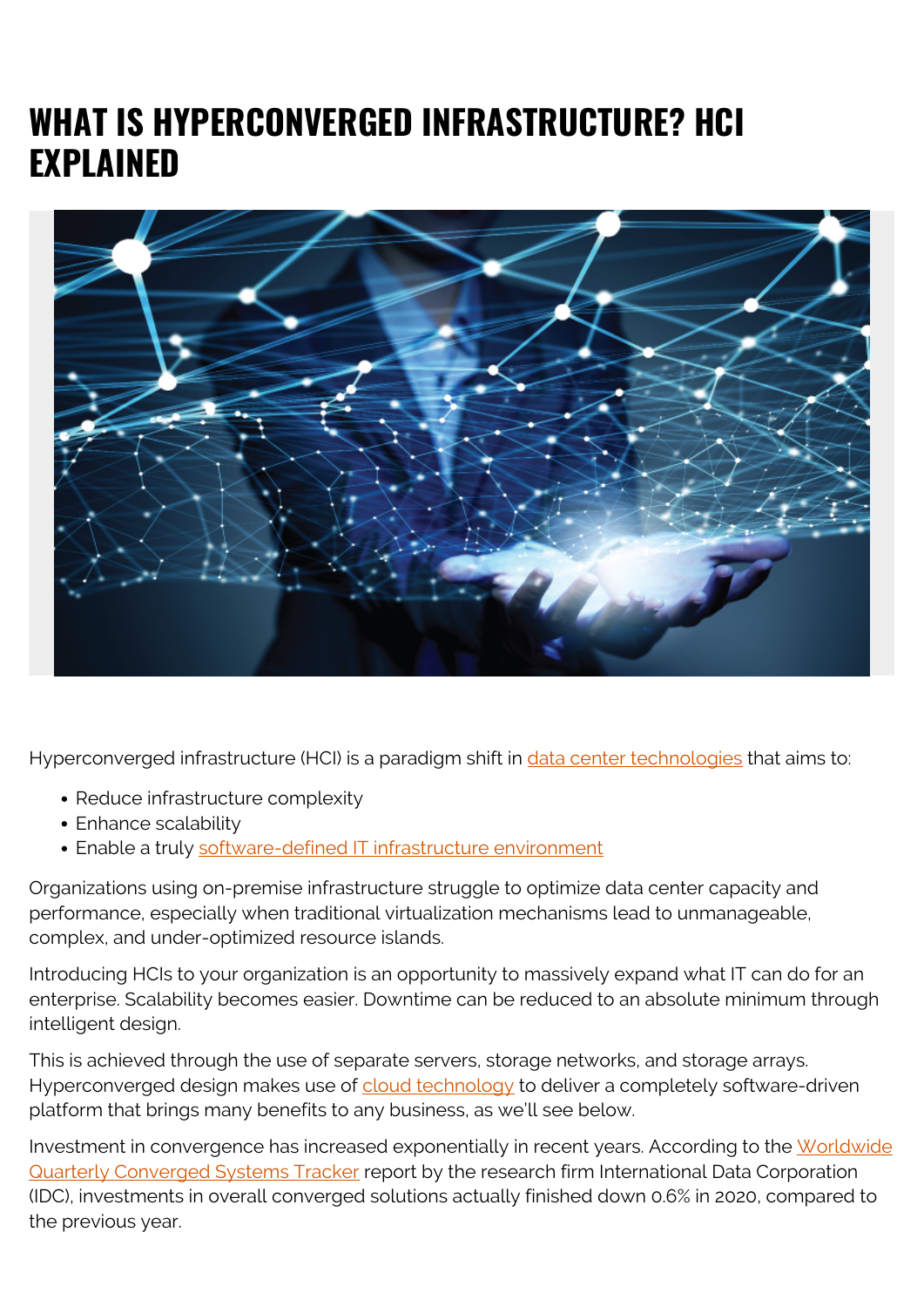# WHAT IS HYPERCONVERGED INFRASTRUCTURE? HCI EXPLAINED

Hyperconverged infrastructure (HCI) is a paradigm shift in data center technologies that aims to:

- Reduce infrastructure complexity
- Enhance scalability
- Enable a truly software-defined IT infrastructure environment

Organizations using on-premise infrastructure struggle to optimize data center capacity and performance, especially when traditional virtualization mechanisms lead to unmanageable, complex, and under-optimized resource islands.

Introducing HCIs to your organization is an opportunity to massively expand what IT can do for an enterprise. Scalability becomes easier. Downtime can be reduced to an absolute minimum through intelligent design.

This is achieved through the use of separate servers, storage networks, and storage arrays. Hyperconverged design makes use of cloud technology to deliver a completely software-driven platform that brings many benefits to any business, as we'll see below.

Investment in convergence has increased exponentially in recent years. According to the Worldwide Quarterly Converged Systems Tracker report by the research firm International Data Corporation (IDC), investments in overall converged solutions actually finished down 0.6% in 2020, compared to the previous year.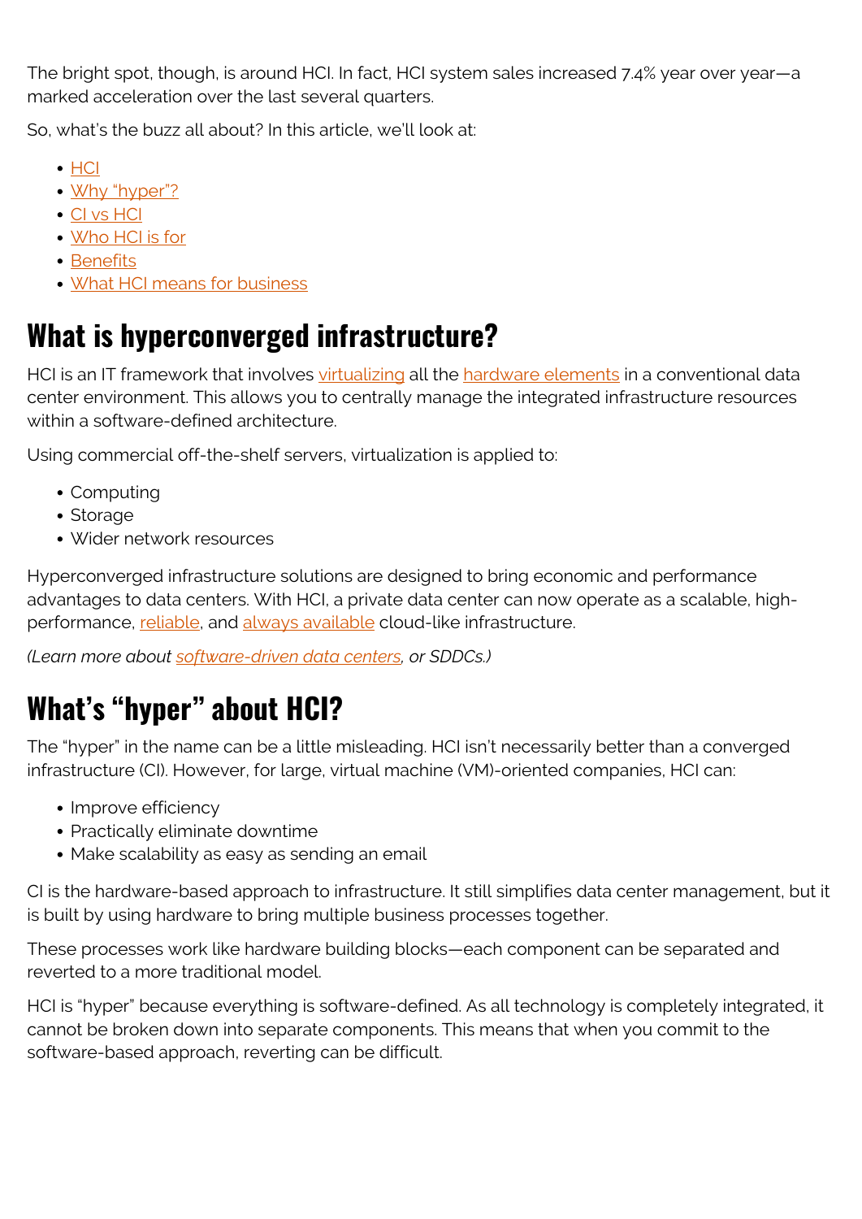The bright spot, though, is around HCI. In fact, HCI system sales increased 7.4% year over year—a marked acceleration over the last several quarters.

So, what's the buzz all about? In this article, we'll look at:

- HCI
- Why "hyper"?
- CI vs HCI
- Who HCI is for
- Benefits
- What HCI means for business

## What is hyperconverged infrastructure?

HCI is an IT framework that involves virtualizing all the hardware elements in a conventional data center environment. This allows you to centrally manage the integrated infrastructure resources within a software-defined architecture.

Using commercial off-the-shelf servers, virtualization is applied to:

- Computing
- Storage
- Wider network resources

Hyperconverged infrastructure solutions are designed to bring economic and performance advantages to data centers. With HCI, a private data center can now operate as a scalable, high-performance, reliable, and always available cloud-like infrastructure.

*(Learn more about software-driven data centers, or SDDCs.)*

## What's "hyper" about HCI?

The "hyper" in the name can be a little misleading. HCI isn't necessarily better than a converged infrastructure (CI). However, for large, virtual machine (VM)-oriented companies, HCI can:

- Improve efficiency
- Practically eliminate downtime
- Make scalability as easy as sending an email

CI is the hardware-based approach to infrastructure. It still simplifies data center management, but it is built by using hardware to bring multiple business processes together.

These processes work like hardware building blocks—each component can be separated and reverted to a more traditional model.

HCI is "hyper" because everything is software-defined. As all technology is completely integrated, it cannot be broken down into separate components. This means that when you commit to the software-based approach, reverting can be difficult.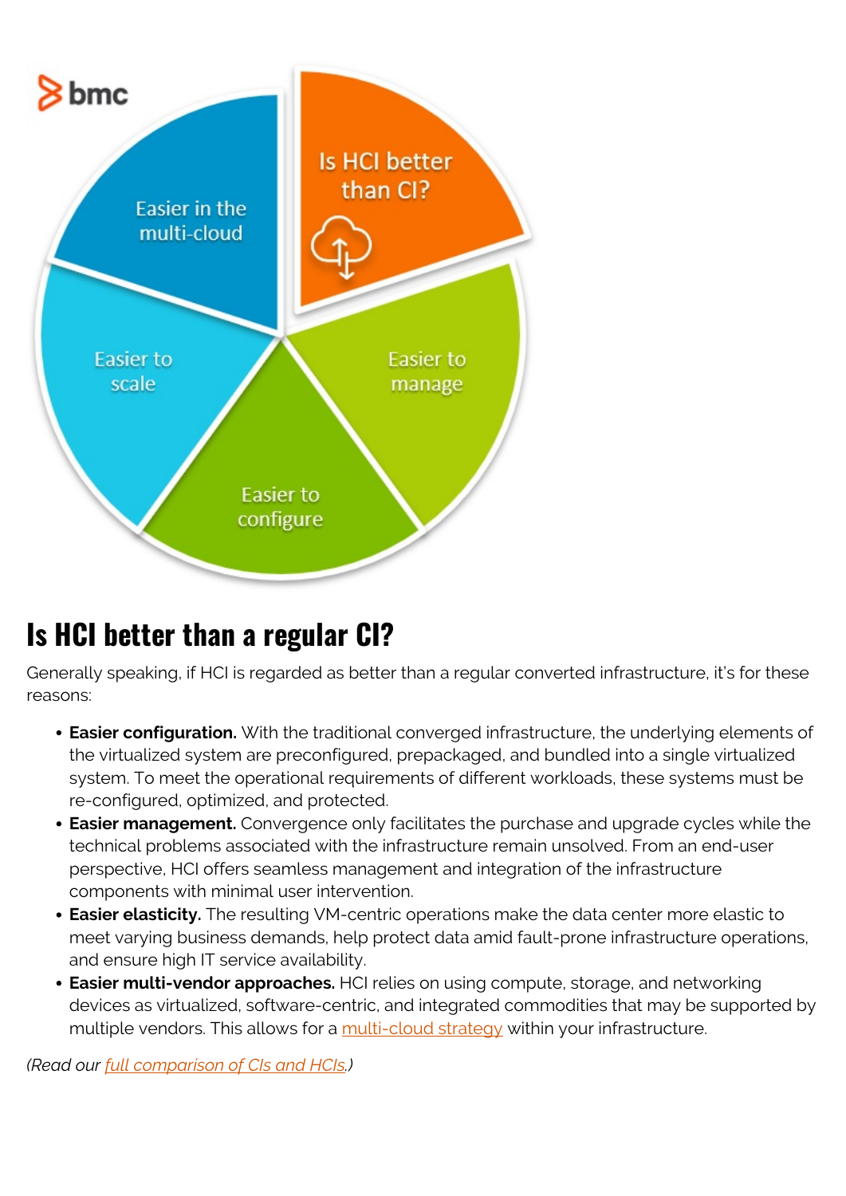## Is HCI better than a regular CI?

Generally speaking, if HCI is regarded as better than a regular converted infrastructure, it's for these reasons:

- **Easier configuration.** With the traditional converged infrastructure, the underlying elements of the virtualized system are preconfigured, prepackaged, and bundled into a single virtualized system. To meet the operational requirements of different workloads, these systems must be re-configured, optimized, and protected.
- **Easier management.** Convergence only facilitates the purchase and upgrade cycles while the technical problems associated with the infrastructure remain unsolved. From an end-user perspective, HCI offers seamless management and integration of the infrastructure components with minimal user intervention.
- **Easier elasticity.** The resulting VM-centric operations make the data center more elastic to meet varying business demands, help protect data amid fault-prone infrastructure operations, and ensure high IT service availability.
- **Easier multi-vendor approaches.** HCI relies on using compute, storage, and networking devices as virtualized, software-centric, and integrated commodities that may be supported by multiple vendors. This allows for a multi-cloud strategy within your infrastructure.

*(Read our full comparison of CIs and HCIs.)*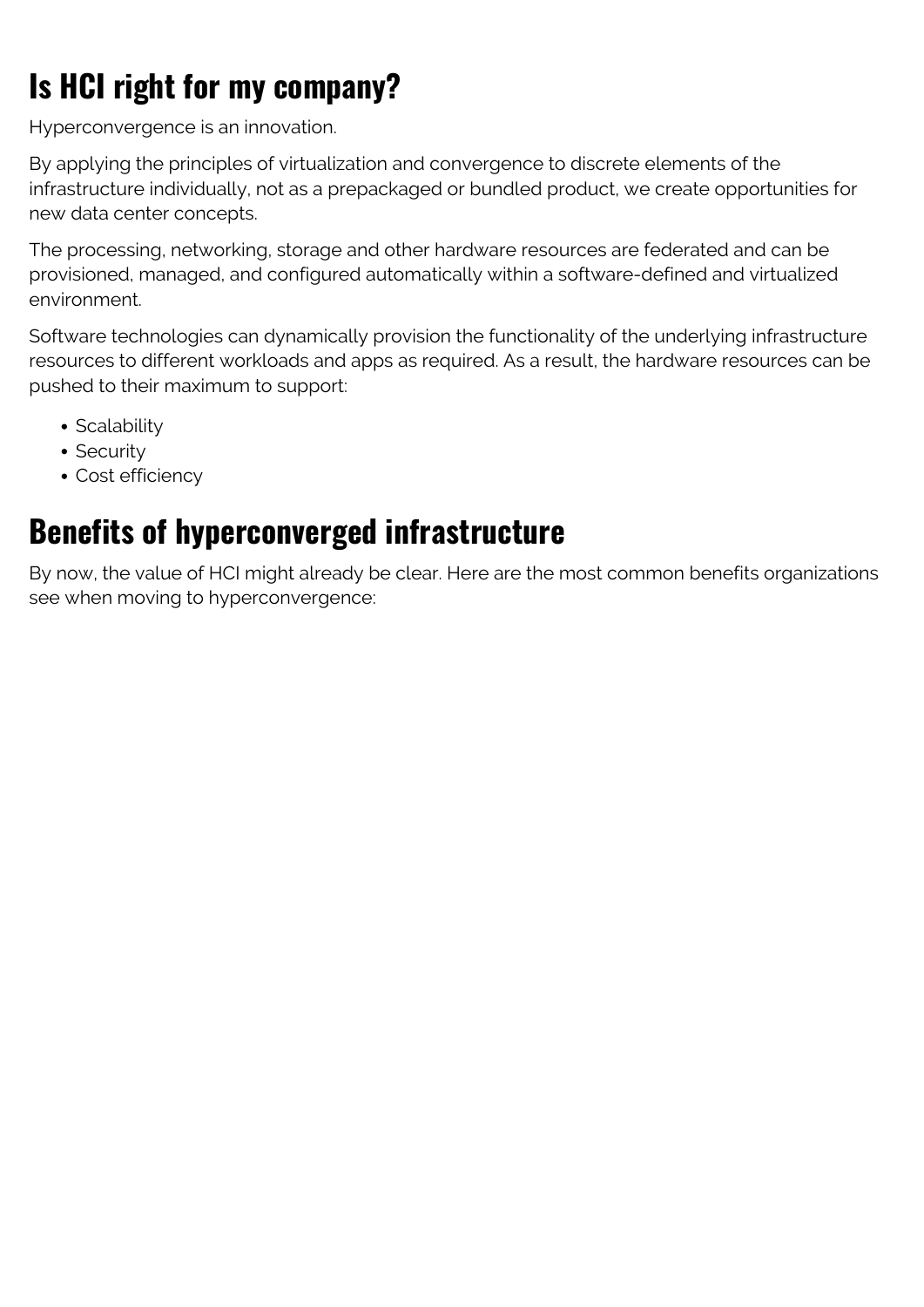## Is HCI right for my company?

Hyperconvergence is an innovation.

By applying the principles of virtualization and convergence to discrete elements of the infrastructure individually, not as a prepackaged or bundled product, we create opportunities for new data center concepts.

The processing, networking, storage and other hardware resources are federated and can be provisioned, managed, and configured automatically within a software-defined and virtualized environment.

Software technologies can dynamically provision the functionality of the underlying infrastructure resources to different workloads and apps as required. As a result, the hardware resources can be pushed to their maximum to support:

- Scalability
- Security
- Cost efficiency

## Benefits of hyperconverged infrastructure

By now, the value of HCI might already be clear. Here are the most common benefits organizations see when moving to hyperconvergence: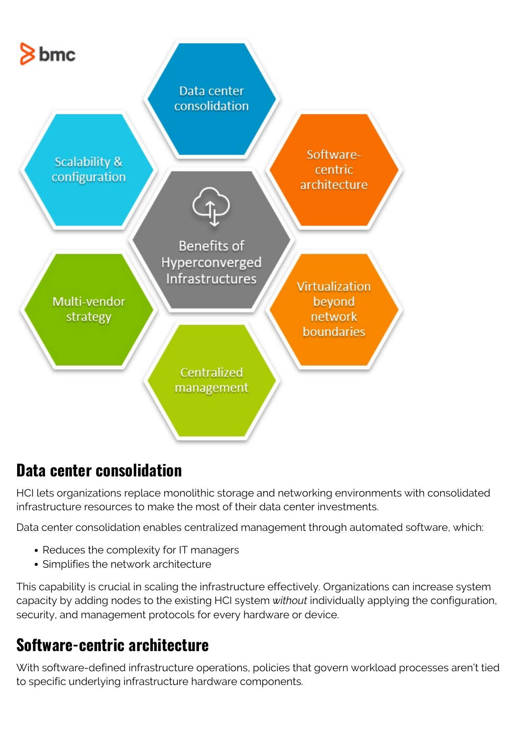## Data center consolidation

HCI lets organizations replace monolithic storage and networking environments with consolidated infrastructure resources to make the most of their data center investments.

Data center consolidation enables centralized management through automated software, which:

- Reduces the complexity for IT managers
- Simplifies the network architecture

This capability is crucial in scaling the infrastructure effectively. Organizations can increase system capacity by adding nodes to the existing HCI system *without* individually applying the configuration, security, and management protocols for every hardware or device.

## Software-centric architecture

With software-defined infrastructure operations, policies that govern workload processes aren't tied to specific underlying infrastructure hardware components.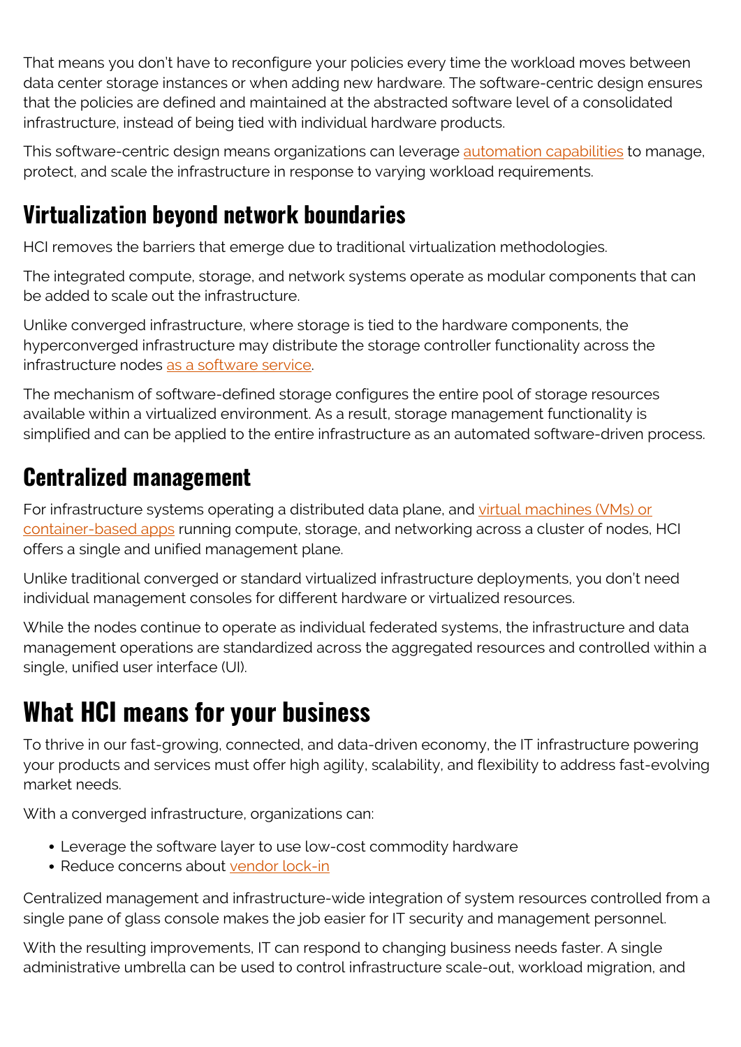That means you don't have to reconfigure your policies every time the workload moves between data center storage instances or when adding new hardware. The software-centric design ensures that the policies are defined and maintained at the abstracted software level of a consolidated infrastructure, instead of being tied with individual hardware products.

This software-centric design means organizations can leverage automation capabilities to manage, protect, and scale the infrastructure in response to varying workload requirements.

## Virtualization beyond network boundaries

HCI removes the barriers that emerge due to traditional virtualization methodologies.

The integrated compute, storage, and network systems operate as modular components that can be added to scale out the infrastructure.

Unlike converged infrastructure, where storage is tied to the hardware components, the hyperconverged infrastructure may distribute the storage controller functionality across the infrastructure nodes as a software service.

The mechanism of software-defined storage configures the entire pool of storage resources available within a virtualized environment. As a result, storage management functionality is simplified and can be applied to the entire infrastructure as an automated software-driven process.

## Centralized management

For infrastructure systems operating a distributed data plane, and virtual machines (VMs) or container-based apps running compute, storage, and networking across a cluster of nodes, HCI offers a single and unified management plane.

Unlike traditional converged or standard virtualized infrastructure deployments, you don't need individual management consoles for different hardware or virtualized resources.

While the nodes continue to operate as individual federated systems, the infrastructure and data management operations are standardized across the aggregated resources and controlled within a single, unified user interface (UI).

# What HCI means for your business

To thrive in our fast-growing, connected, and data-driven economy, the IT infrastructure powering your products and services must offer high agility, scalability, and flexibility to address fast-evolving market needs.

With a converged infrastructure, organizations can:

- Leverage the software layer to use low-cost commodity hardware
- Reduce concerns about vendor lock-in

Centralized management and infrastructure-wide integration of system resources controlled from a single pane of glass console makes the job easier for IT security and management personnel.

With the resulting improvements, IT can respond to changing business needs faster. A single administrative umbrella can be used to control infrastructure scale-out, workload migration, and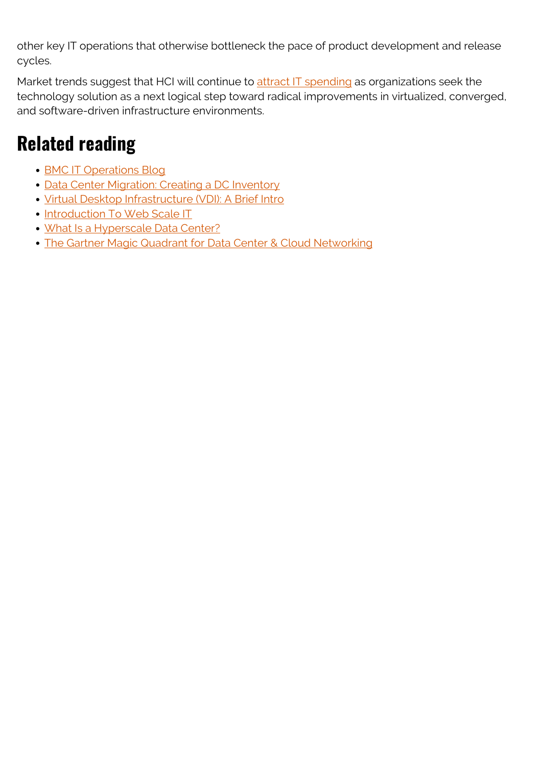other key IT operations that otherwise bottleneck the pace of product development and release cycles.

Market trends suggest that HCI will continue to attract IT spending as organizations seek the technology solution as a next logical step toward radical improvements in virtualized, converged, and software-driven infrastructure environments.

## Related reading

- BMC IT Operations Blog
- Data Center Migration: Creating a DC Inventory
- Virtual Desktop Infrastructure (VDI): A Brief Intro
- Introduction To Web Scale IT
- What Is a Hyperscale Data Center?
- The Gartner Magic Quadrant for Data Center & Cloud Networking